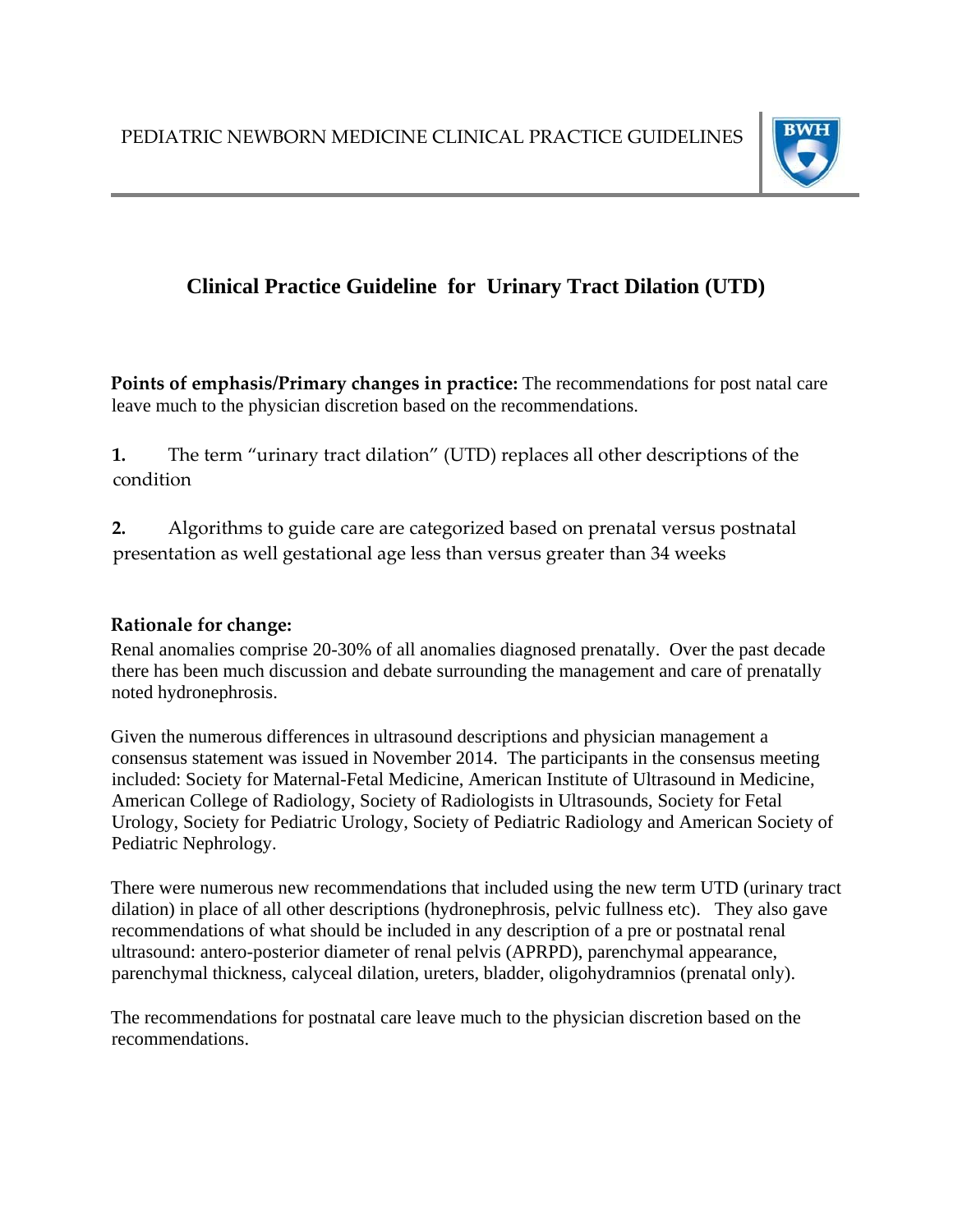PEDIATRIC NEWBORN MEDICINE CLINICAL PRACTICE GUIDELINES

# Clinical Practice Guideline for Urinary Tract Dilation (UTD)

**Points of emphasis/Primary changes in practice:** The recommendations for post natal care leave much to the physician discretion based on the recommendations.

**1.** The term "urinary tract dilation" (UTD) replaces all other descriptions of the condition

**2.** Algorithms to guide care are categorized based on prenatal versus postnatal presentation as well gestational age less than versus greater than 34 weeks

## Rationale for change:

Renal anomalies comprise 20-30% of all anomalies diagnosed prenatally. Over the past decade there has been much discussion and debate surrounding the management and care of prenatally noted hydronephrosis.

Given the numerous differences in ultrasound descriptions and physician management a consensus statement was issued in November 2014. The participants in the consensus meeting included: Society for Maternal-Fetal Medicine, American Institute of Ultrasound in Medicine, American College of Radiology, Society of Radiologists in Ultrasounds, Society for Fetal Urology, Society for Pediatric Urology, Society of Pediatric Radiology and American Society of Pediatric Nephrology.

There were numerous new recommendations that included using the new term UTD (urinary tract dilation) in place of all other descriptions (hydronephrosis, pelvic fullness etc). They also gave recommendations of what should be included in any description of a pre or postnatal renal ultrasound: antero-posterior diameter of renal pelvis (APRPD), parenchymal appearance, parenchymal thickness, calyceal dilation, ureters, bladder, oligohydramnios (prenatal only).

The recommendations for postnatal care leave much to the physician discretion based on the recommendations.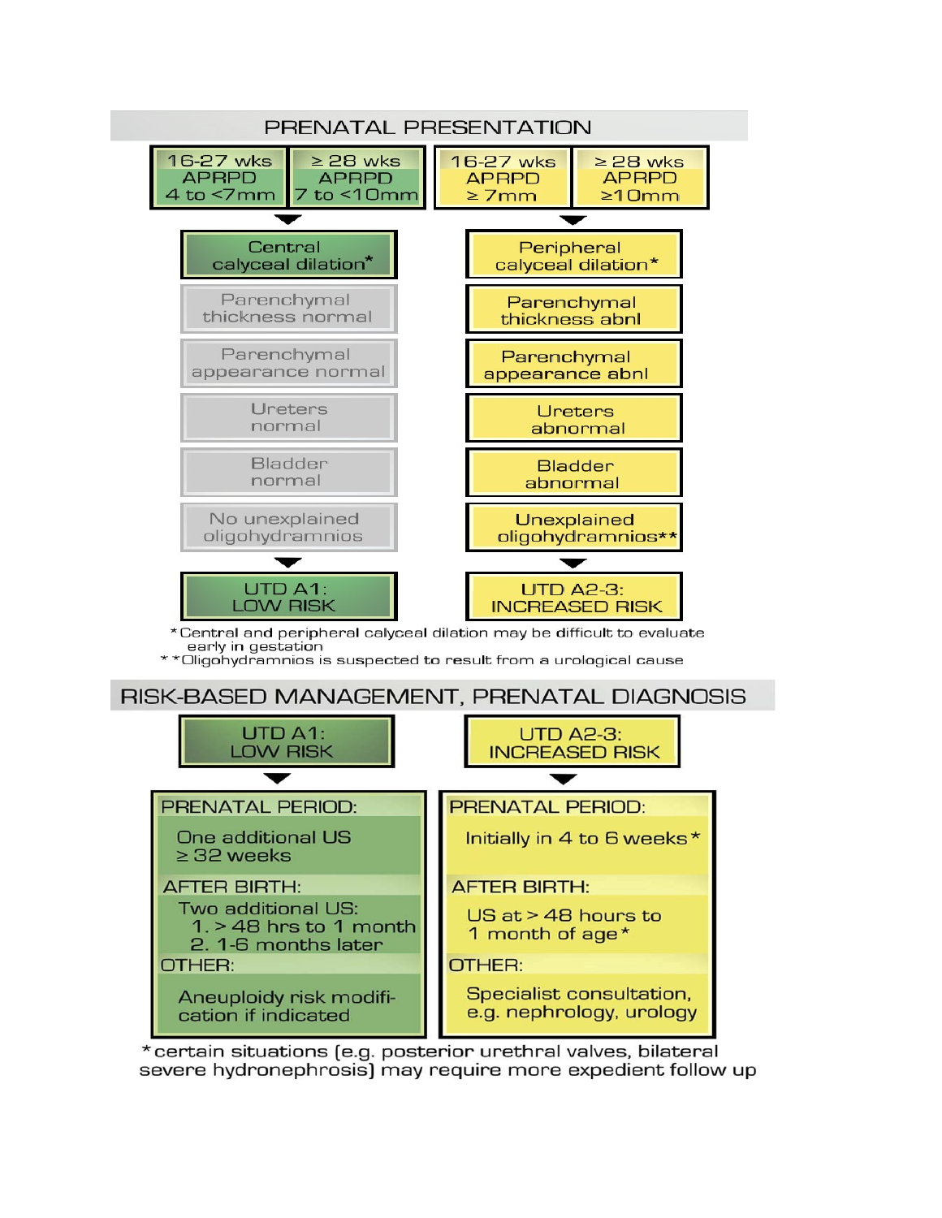## PRENATAL PRESENTATION

| 16-27 wks APRPD 4 to <7mm | ≥ 28 wks APRPD 7 to <10mm | 16-27 wks APRPD ≥ 7mm | ≥ 28 wks APRPD ≥10mm |
|---|---|---|---|

| UTD A1: LOW RISK | UTD A2-3: INCREASED RISK |
|---|---|
| Central calyceal dilation* | Peripheral calyceal dilation* |
| Parenchymal thickness normal | Parenchymal thickness abnl |
| Parenchymal appearance normal | Parenchymal appearance abnl |
| Ureters normal | Ureters abnormal |
| Bladder normal | Bladder abnormal |
| No unexplained oligohydramnios | Unexplained oligohydramnios** |

*Central and peripheral calyceal dilation may be difficult to evaluate early in gestation

**Oligohydramnios is suspected to result from a urological cause

## RISK-BASED MANAGEMENT, PRENATAL DIAGNOSIS

| | UTD A1: LOW RISK | UTD A2-3: INCREASED RISK |
|---|---|---|
| PRENATAL PERIOD: | One additional US ≥ 32 weeks | Initially in 4 to 6 weeks* |
| AFTER BIRTH: | Two additional US: 1. > 48 hrs to 1 month 2. 1-6 months later | US at > 48 hours to 1 month of age* |
| OTHER: | Aneuploidy risk modification if indicated | Specialist consultation, e.g. nephrology, urology |

*certain situations (e.g. posterior urethral valves, bilateral severe hydronephrosis) may require more expedient follow up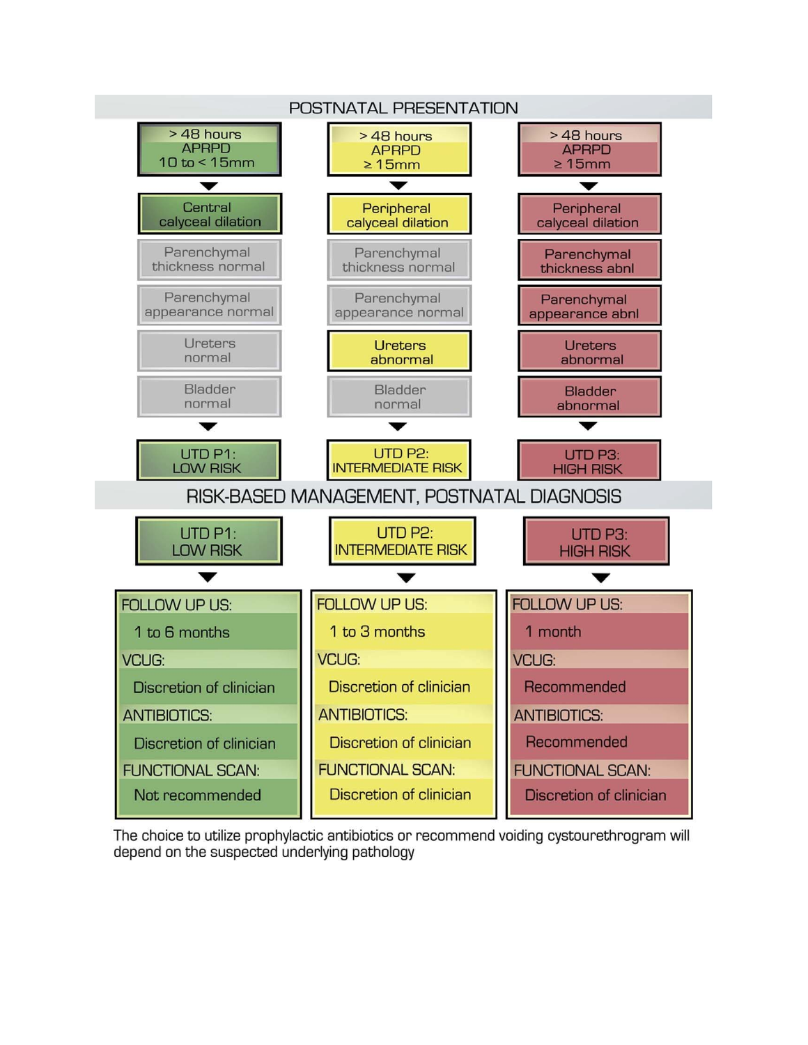## POSTNATAL PRESENTATION

| UTD P1: LOW RISK | UTD P2: INTERMEDIATE RISK | UTD P3: HIGH RISK |
|---|---|---|
| > 48 hours APRPD 10 to < 15mm | > 48 hours APRPD ≥ 15mm | > 48 hours APRPD ≥ 15mm |
| Central calyceal dilation | Peripheral calyceal dilation | Peripheral calyceal dilation |
| Parenchymal thickness normal | Parenchymal thickness normal | Parenchymal thickness abnl |
| Parenchymal appearance normal | Parenchymal appearance normal | Parenchymal appearance abnl |
| Ureters normal | Ureters abnormal | Ureters abnormal |
| Bladder normal | Bladder normal | Bladder abnormal |

## RISK-BASED MANAGEMENT, POSTNATAL DIAGNOSIS

| | UTD P1: LOW RISK | UTD P2: INTERMEDIATE RISK | UTD P3: HIGH RISK |
|---|---|---|---|
| FOLLOW UP US: | 1 to 6 months | 1 to 3 months | 1 month |
| VCUG: | Discretion of clinician | Discretion of clinician | Recommended |
| ANTIBIOTICS: | Discretion of clinician | Discretion of clinician | Recommended |
| FUNCTIONAL SCAN: | Not recommended | Discretion of clinician | Discretion of clinician |

The choice to utilize prophylactic antibiotics or recommend voiding cystourethrogram will depend on the suspected underlying pathology